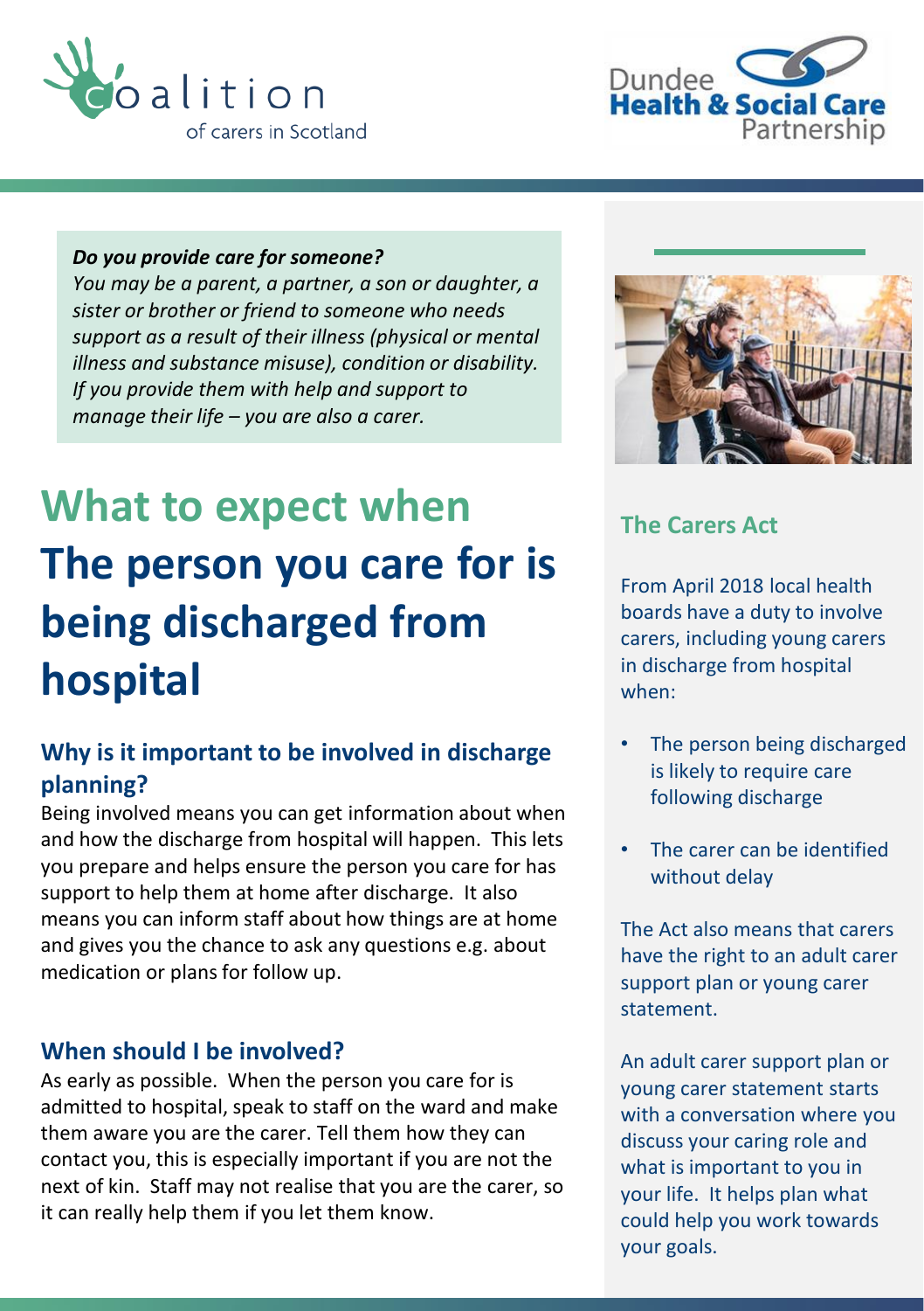***Do you provide care for someone?***
*You may be a parent, a partner, a son or daughter, a sister or brother or friend to someone who needs support as a result of their illness (physical or mental illness and substance misuse), condition or disability. If you provide them with help and support to manage their life – you are also a carer.*

# What to expect when The person you care for is being discharged from hospital

## Why is it important to be involved in discharge planning?

Being involved means you can get information about when and how the discharge from hospital will happen. This lets you prepare and helps ensure the person you care for has support to help them at home after discharge. It also means you can inform staff about how things are at home and gives you the chance to ask any questions e.g. about medication or plans for follow up.

## When should I be involved?

As early as possible. When the person you care for is admitted to hospital, speak to staff on the ward and make them aware you are the carer. Tell them how they can contact you, this is especially important if you are not the next of kin. Staff may not realise that you are the carer, so it can really help them if you let them know.

## The Carers Act

From April 2018 local health boards have a duty to involve carers, including young carers in discharge from hospital when:

- The person being discharged is likely to require care following discharge
- The carer can be identified without delay

The Act also means that carers have the right to an adult carer support plan or young carer statement.

An adult carer support plan or young carer statement starts with a conversation where you discuss your caring role and what is important to you in your life. It helps plan what could help you work towards your goals.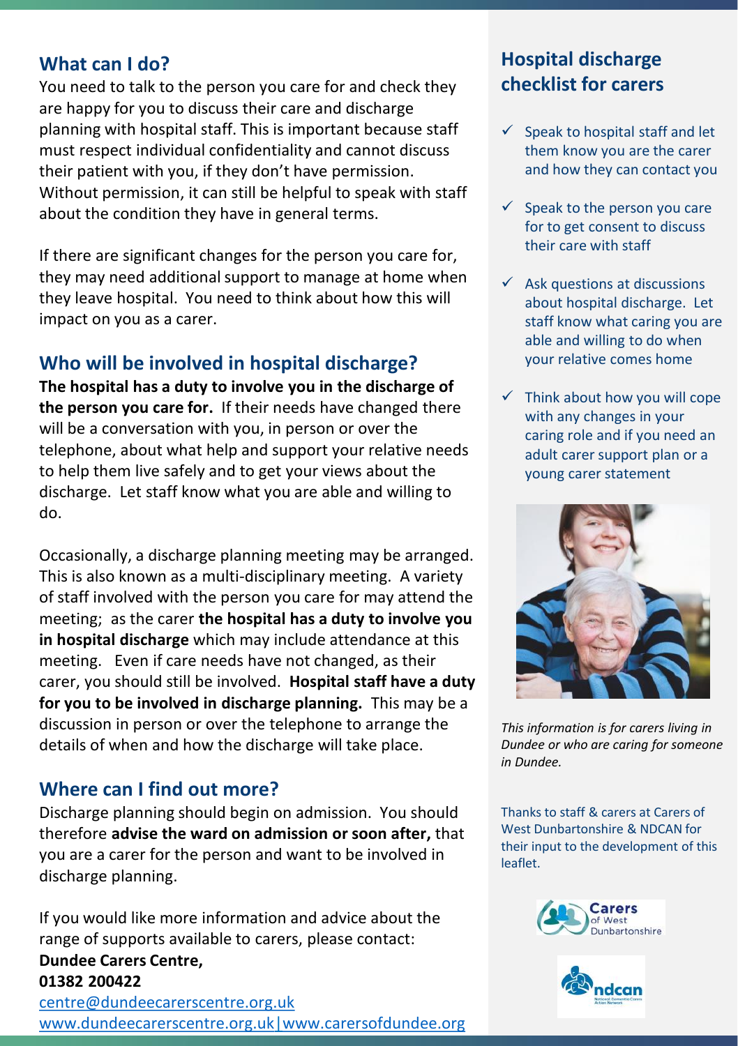## What can I do?

You need to talk to the person you care for and check they are happy for you to discuss their care and discharge planning with hospital staff. This is important because staff must respect individual confidentiality and cannot discuss their patient with you, if they don't have permission. Without permission, it can still be helpful to speak with staff about the condition they have in general terms.

If there are significant changes for the person you care for, they may need additional support to manage at home when they leave hospital. You need to think about how this will impact on you as a carer.

## Who will be involved in hospital discharge?

**The hospital has a duty to involve you in the discharge of the person you care for.** If their needs have changed there will be a conversation with you, in person or over the telephone, about what help and support your relative needs to help them live safely and to get your views about the discharge. Let staff know what you are able and willing to do.

Occasionally, a discharge planning meeting may be arranged. This is also known as a multi-disciplinary meeting. A variety of staff involved with the person you care for may attend the meeting; as the carer **the hospital has a duty to involve you in hospital discharge** which may include attendance at this meeting. Even if care needs have not changed, as their carer, you should still be involved. **Hospital staff have a duty for you to be involved in discharge planning.** This may be a discussion in person or over the telephone to arrange the details of when and how the discharge will take place.

## Where can I find out more?

Discharge planning should begin on admission. You should therefore **advise the ward on admission or soon after,** that you are a carer for the person and want to be involved in discharge planning.

If you would like more information and advice about the range of supports available to carers, please contact:

**Dundee Carers Centre,**
**01382 200422**
centre@dundeecarerscentre.org.uk
www.dundeecarerscentre.org.uk|www.carersofdundee.org

## Hospital discharge checklist for carers

- ✓ Speak to hospital staff and let them know you are the carer and how they can contact you
- ✓ Speak to the person you care for to get consent to discuss their care with staff
- ✓ Ask questions at discussions about hospital discharge. Let staff know what caring you are able and willing to do when your relative comes home
- ✓ Think about how you will cope with any changes in your caring role and if you need an adult carer support plan or a young carer statement

*This information is for carers living in Dundee or who are caring for someone in Dundee.*

Thanks to staff & carers at Carers of West Dunbartonshire & NDCAN for their input to the development of this leaflet.